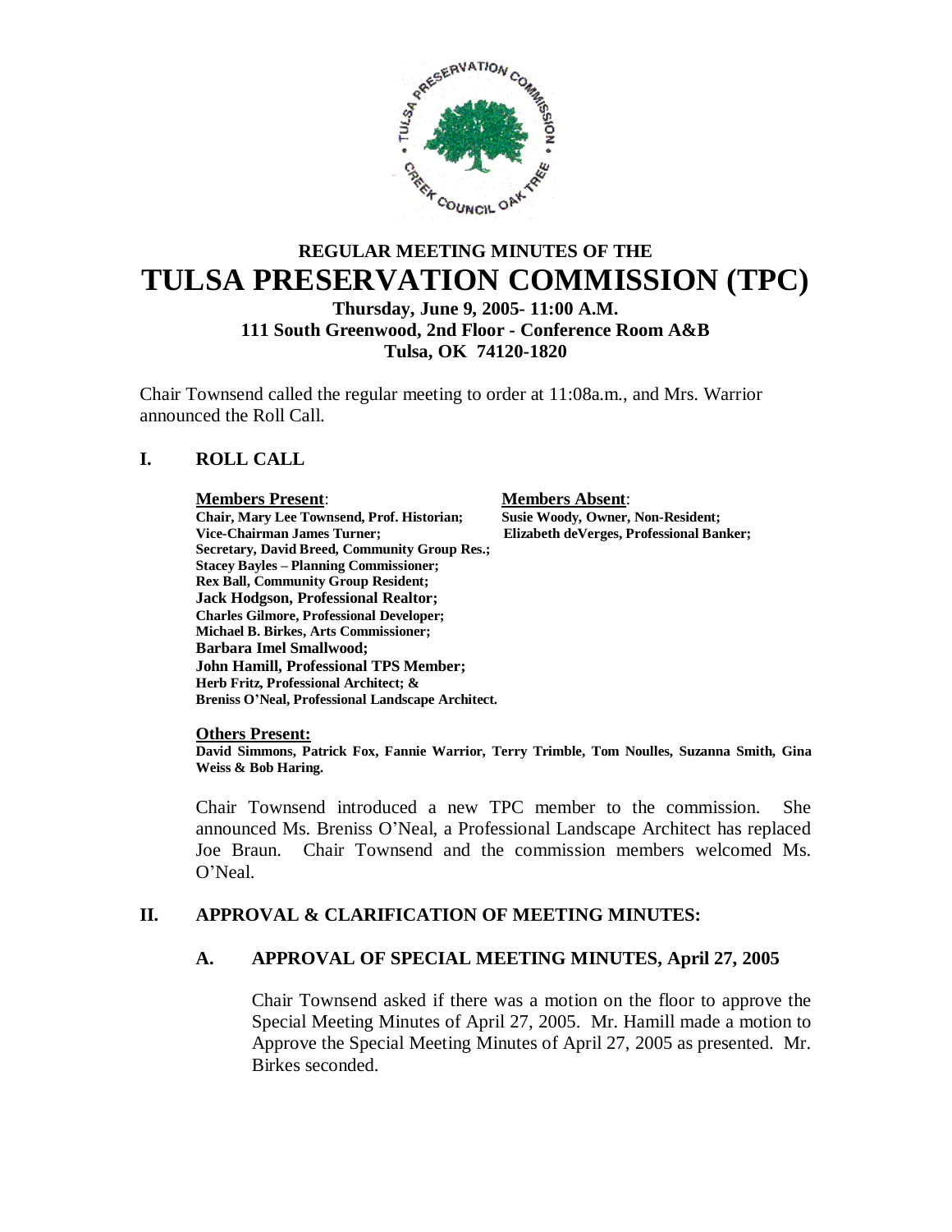# REGULAR MEETING MINUTES OF THE TULSA PRESERVATION COMMISSION (TPC)

**Thursday, June 9, 2005- 11:00 A.M.**
**111 South Greenwood, 2nd Floor - Conference Room A&B**
**Tulsa, OK 74120-1820**

Chair Townsend called the regular meeting to order at 11:08a.m., and Mrs. Warrior announced the Roll Call.

## I. ROLL CALL

| **Members Present**: | **Members Absent**: |
|---|---|
| **Chair, Mary Lee Townsend, Prof. Historian;** | **Susie Woody, Owner, Non-Resident;** |
| **Vice-Chairman James Turner;** | **Elizabeth deVerges, Professional Banker;** |
| **Secretary, David Breed, Community Group Res.;** | |
| **Stacey Bayles – Planning Commissioner;** | |
| **Rex Ball, Community Group Resident;** | |
| **Jack Hodgson, Professional Realtor;** | |
| **Charles Gilmore, Professional Developer;** | |
| **Michael B. Birkes, Arts Commissioner;** | |
| **Barbara Imel Smallwood;** | |
| **John Hamill, Professional TPS Member;** | |
| **Herb Fritz, Professional Architect; &** | |
| **Breniss O'Neal, Professional Landscape Architect.** | |

**Others Present:**
**David Simmons, Patrick Fox, Fannie Warrior, Terry Trimble, Tom Noulles, Suzanna Smith, Gina Weiss & Bob Haring.**

Chair Townsend introduced a new TPC member to the commission. She announced Ms. Breniss O'Neal, a Professional Landscape Architect has replaced Joe Braun. Chair Townsend and the commission members welcomed Ms. O'Neal.

## II. APPROVAL & CLARIFICATION OF MEETING MINUTES:

### A. APPROVAL OF SPECIAL MEETING MINUTES, April 27, 2005

Chair Townsend asked if there was a motion on the floor to approve the Special Meeting Minutes of April 27, 2005. Mr. Hamill made a motion to Approve the Special Meeting Minutes of April 27, 2005 as presented. Mr. Birkes seconded.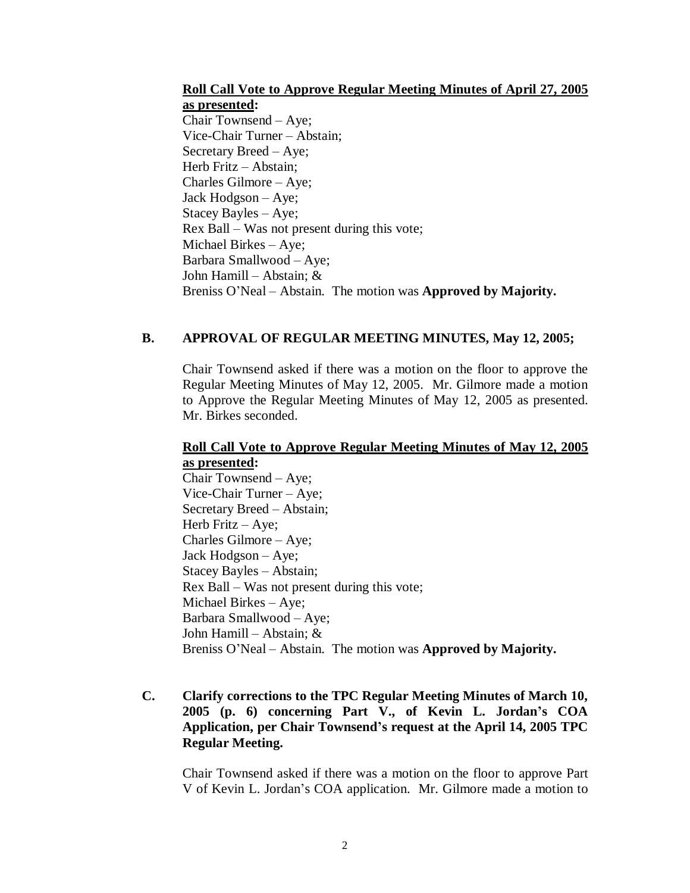**<u>Roll Call Vote to Approve Regular Meeting Minutes of April 27, 2005 as presented</u>:**

Chair Townsend – Aye;
Vice-Chair Turner – Abstain;
Secretary Breed – Aye;
Herb Fritz – Abstain;
Charles Gilmore – Aye;
Jack Hodgson – Aye;
Stacey Bayles – Aye;
Rex Ball – Was not present during this vote;
Michael Birkes – Aye;
Barbara Smallwood – Aye;
John Hamill – Abstain; &
Breniss O'Neal – Abstain. The motion was **Approved by Majority.**

## B. APPROVAL OF REGULAR MEETING MINUTES, May 12, 2005;

Chair Townsend asked if there was a motion on the floor to approve the Regular Meeting Minutes of May 12, 2005. Mr. Gilmore made a motion to Approve the Regular Meeting Minutes of May 12, 2005 as presented. Mr. Birkes seconded.

**<u>Roll Call Vote to Approve Regular Meeting Minutes of May 12, 2005 as presented</u>:**

Chair Townsend – Aye;
Vice-Chair Turner – Aye;
Secretary Breed – Abstain;
Herb Fritz – Aye;
Charles Gilmore – Aye;
Jack Hodgson – Aye;
Stacey Bayles – Abstain;
Rex Ball – Was not present during this vote;
Michael Birkes – Aye;
Barbara Smallwood – Aye;
John Hamill – Abstain; &
Breniss O'Neal – Abstain. The motion was **Approved by Majority.**

## C. Clarify corrections to the TPC Regular Meeting Minutes of March 10, 2005 (p. 6) concerning Part V., of Kevin L. Jordan's COA Application, per Chair Townsend's request at the April 14, 2005 TPC Regular Meeting.

Chair Townsend asked if there was a motion on the floor to approve Part V of Kevin L. Jordan's COA application. Mr. Gilmore made a motion to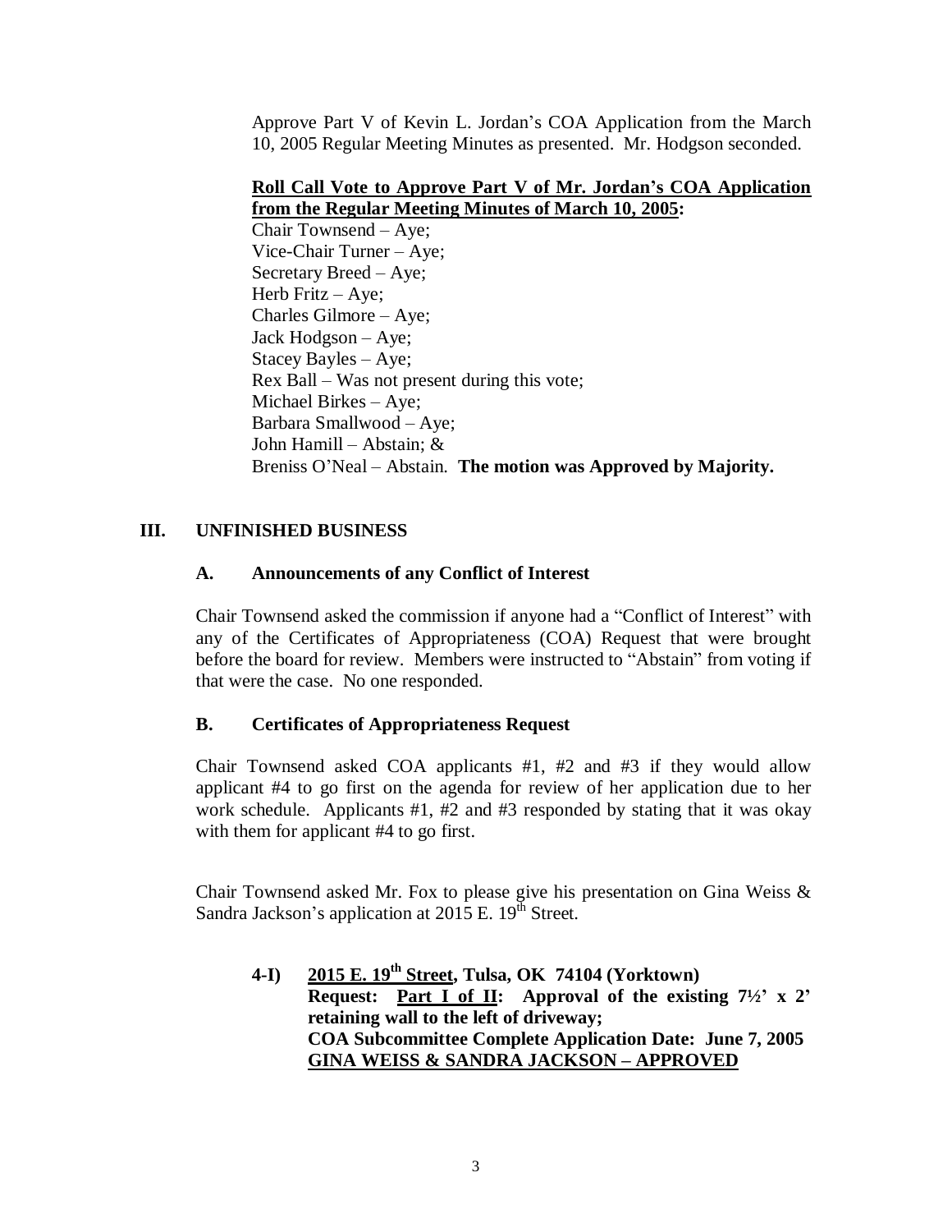Approve Part V of Kevin L. Jordan's COA Application from the March 10, 2005 Regular Meeting Minutes as presented. Mr. Hodgson seconded.

**Roll Call Vote to Approve Part V of Mr. Jordan's COA Application from the Regular Meeting Minutes of March 10, 2005:**

Chair Townsend – Aye;
Vice-Chair Turner – Aye;
Secretary Breed – Aye;
Herb Fritz – Aye;
Charles Gilmore – Aye;
Jack Hodgson – Aye;
Stacey Bayles – Aye;
Rex Ball – Was not present during this vote;
Michael Birkes – Aye;
Barbara Smallwood – Aye;
John Hamill – Abstain; &
Breniss O'Neal – Abstain. **The motion was Approved by Majority.**

## III. UNFINISHED BUSINESS

### A. Announcements of any Conflict of Interest

Chair Townsend asked the commission if anyone had a "Conflict of Interest" with any of the Certificates of Appropriateness (COA) Request that were brought before the board for review. Members were instructed to "Abstain" from voting if that were the case. No one responded.

### B. Certificates of Appropriateness Request

Chair Townsend asked COA applicants #1, #2 and #3 if they would allow applicant #4 to go first on the agenda for review of her application due to her work schedule. Applicants #1, #2 and #3 responded by stating that it was okay with them for applicant #4 to go first.

Chair Townsend asked Mr. Fox to please give his presentation on Gina Weiss & Sandra Jackson's application at 2015 E. 19th Street.

**4-I) <u>2015 E. 19th Street</u>, Tulsa, OK 74104 (Yorktown)**
**Request: <u>Part I of II</u>: Approval of the existing 7½' x 2' retaining wall to the left of driveway;**
**COA Subcommittee Complete Application Date: June 7, 2005**
**<u>GINA WEISS & SANDRA JACKSON – APPROVED</u>**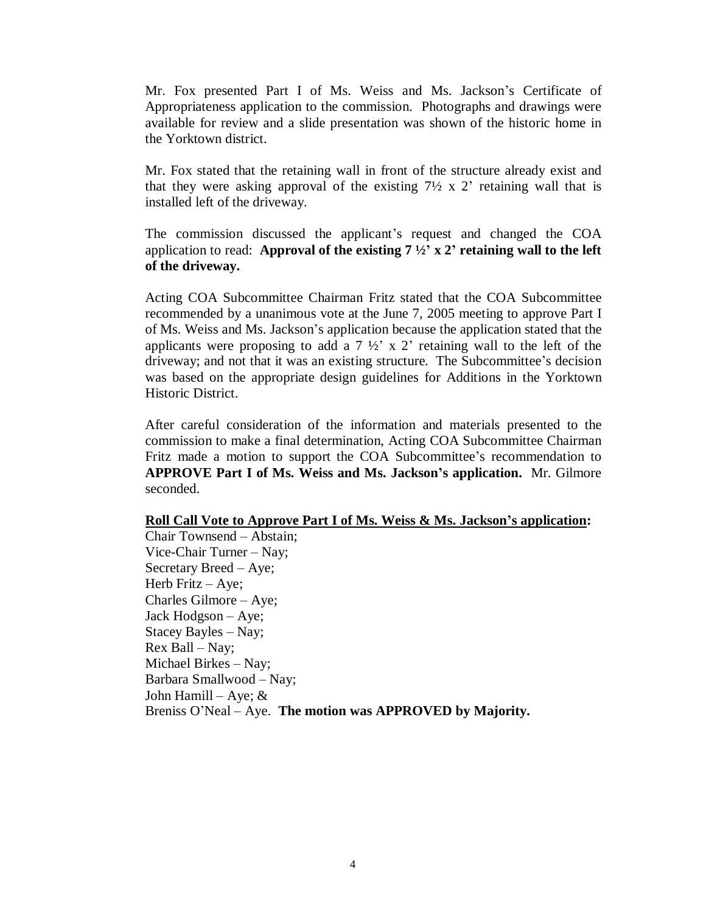Mr. Fox presented Part I of Ms. Weiss and Ms. Jackson's Certificate of Appropriateness application to the commission. Photographs and drawings were available for review and a slide presentation was shown of the historic home in the Yorktown district.

Mr. Fox stated that the retaining wall in front of the structure already exist and that they were asking approval of the existing 7½ x 2' retaining wall that is installed left of the driveway.

The commission discussed the applicant's request and changed the COA application to read: **Approval of the existing 7 ½' x 2' retaining wall to the left of the driveway.**

Acting COA Subcommittee Chairman Fritz stated that the COA Subcommittee recommended by a unanimous vote at the June 7, 2005 meeting to approve Part I of Ms. Weiss and Ms. Jackson's application because the application stated that the applicants were proposing to add a 7 ½' x 2' retaining wall to the left of the driveway; and not that it was an existing structure. The Subcommittee's decision was based on the appropriate design guidelines for Additions in the Yorktown Historic District.

After careful consideration of the information and materials presented to the commission to make a final determination, Acting COA Subcommittee Chairman Fritz made a motion to support the COA Subcommittee's recommendation to **APPROVE Part I of Ms. Weiss and Ms. Jackson's application.** Mr. Gilmore seconded.

**Roll Call Vote to Approve Part I of Ms. Weiss & Ms. Jackson's application:**

Chair Townsend – Abstain;
Vice-Chair Turner – Nay;
Secretary Breed – Aye;
Herb Fritz – Aye;
Charles Gilmore – Aye;
Jack Hodgson – Aye;
Stacey Bayles – Nay;
Rex Ball – Nay;
Michael Birkes – Nay;
Barbara Smallwood – Nay;
John Hamill – Aye; &
Breniss O'Neal – Aye. **The motion was APPROVED by Majority.**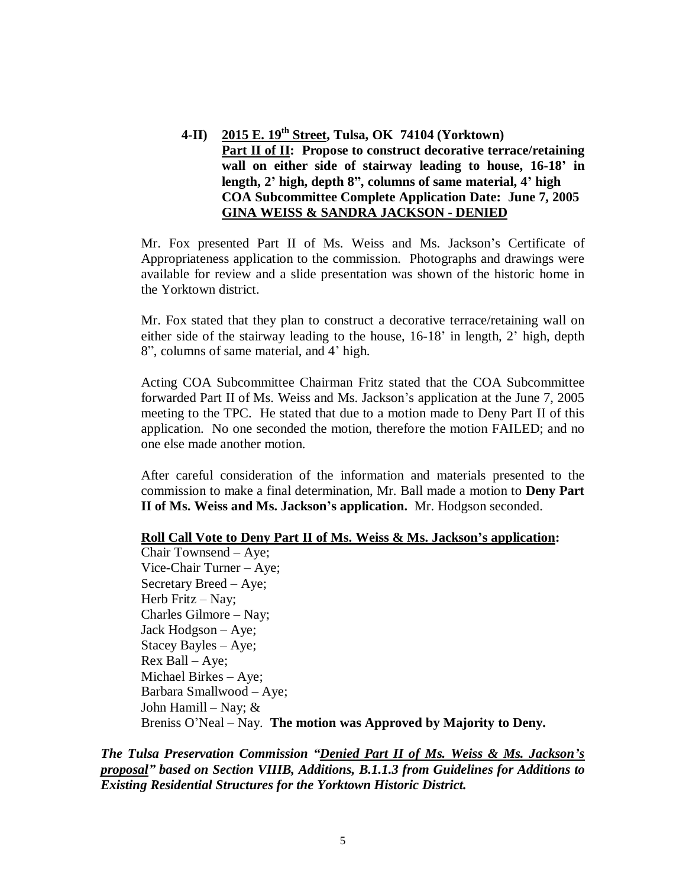**4-II) <u>2015 E. 19th Street</u>, Tulsa, OK 74104 (Yorktown)**
**<u>Part II of II</u>: Propose to construct decorative terrace/retaining wall on either side of stairway leading to house, 16-18' in length, 2' high, depth 8", columns of same material, 4' high**
**COA Subcommittee Complete Application Date: June 7, 2005**
**<u>GINA WEISS & SANDRA JACKSON - DENIED</u>**

Mr. Fox presented Part II of Ms. Weiss and Ms. Jackson's Certificate of Appropriateness application to the commission. Photographs and drawings were available for review and a slide presentation was shown of the historic home in the Yorktown district.

Mr. Fox stated that they plan to construct a decorative terrace/retaining wall on either side of the stairway leading to the house, 16-18' in length, 2' high, depth 8", columns of same material, and 4' high.

Acting COA Subcommittee Chairman Fritz stated that the COA Subcommittee forwarded Part II of Ms. Weiss and Ms. Jackson's application at the June 7, 2005 meeting to the TPC. He stated that due to a motion made to Deny Part II of this application. No one seconded the motion, therefore the motion FAILED; and no one else made another motion.

After careful consideration of the information and materials presented to the commission to make a final determination, Mr. Ball made a motion to **Deny Part II of Ms. Weiss and Ms. Jackson's application.** Mr. Hodgson seconded.

**<u>Roll Call Vote to Deny Part II of Ms. Weiss & Ms. Jackson's application</u>:**
Chair Townsend – Aye;
Vice-Chair Turner – Aye;
Secretary Breed – Aye;
Herb Fritz – Nay;
Charles Gilmore – Nay;
Jack Hodgson – Aye;
Stacey Bayles – Aye;
Rex Ball – Aye;
Michael Birkes – Aye;
Barbara Smallwood – Aye;
John Hamill – Nay; &
Breniss O'Neal – Nay. **The motion was Approved by Majority to Deny.**

***The Tulsa Preservation Commission "<u>Denied Part II of Ms. Weiss & Ms. Jackson's proposal</u>" based on Section VIIIB, Additions, B.1.1.3 from Guidelines for Additions to Existing Residential Structures for the Yorktown Historic District.***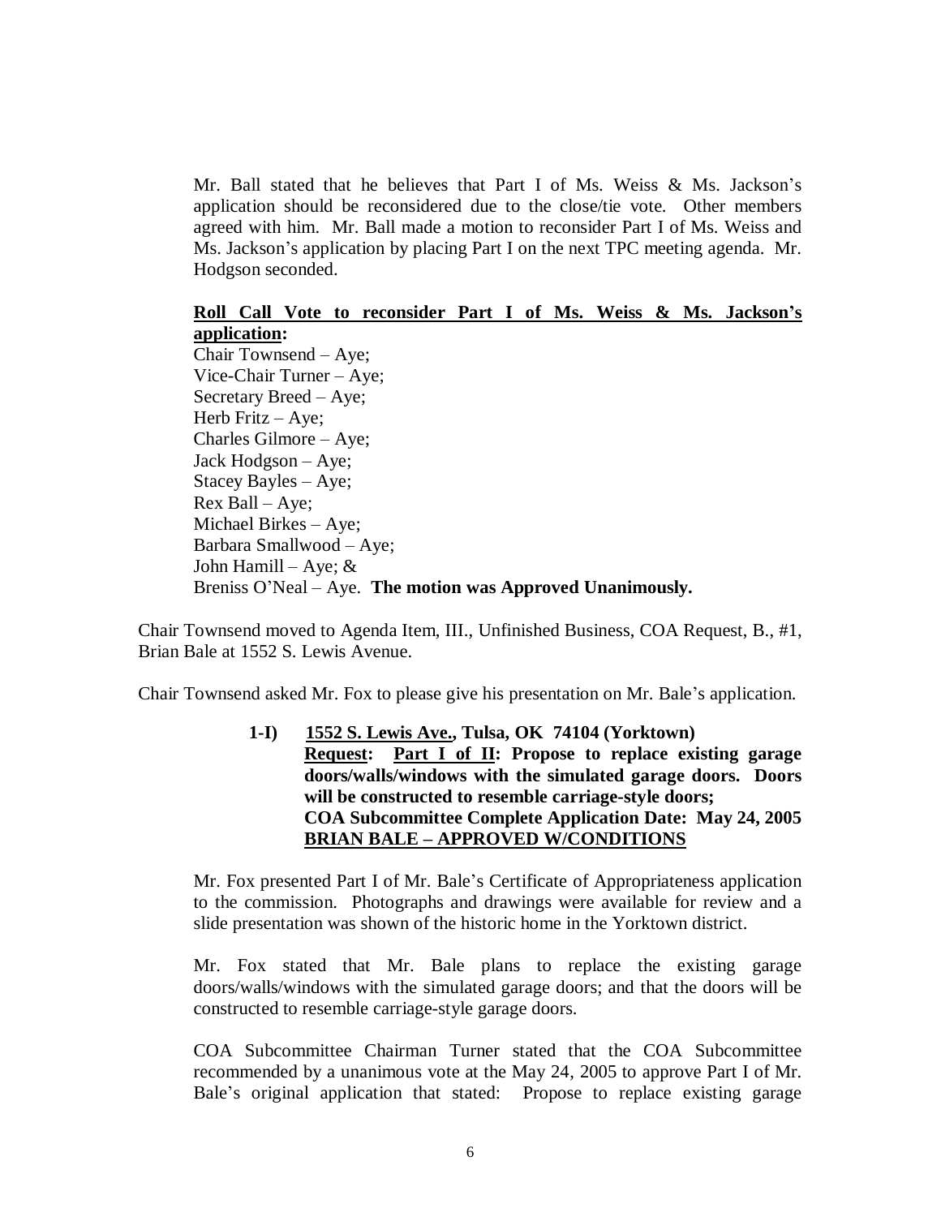Mr. Ball stated that he believes that Part I of Ms. Weiss & Ms. Jackson's application should be reconsidered due to the close/tie vote. Other members agreed with him. Mr. Ball made a motion to reconsider Part I of Ms. Weiss and Ms. Jackson's application by placing Part I on the next TPC meeting agenda. Mr. Hodgson seconded.

**Roll Call Vote to reconsider Part I of Ms. Weiss & Ms. Jackson's application:**

Chair Townsend – Aye;
Vice-Chair Turner – Aye;
Secretary Breed – Aye;
Herb Fritz – Aye;
Charles Gilmore – Aye;
Jack Hodgson – Aye;
Stacey Bayles – Aye;
Rex Ball – Aye;
Michael Birkes – Aye;
Barbara Smallwood – Aye;
John Hamill – Aye; &
Breniss O'Neal – Aye. **The motion was Approved Unanimously.**

Chair Townsend moved to Agenda Item, III., Unfinished Business, COA Request, B., #1, Brian Bale at 1552 S. Lewis Avenue.

Chair Townsend asked Mr. Fox to please give his presentation on Mr. Bale's application.

**1-I) 1552 S. Lewis Ave., Tulsa, OK 74104 (Yorktown)**
**Request: Part I of II: Propose to replace existing garage doors/walls/windows with the simulated garage doors. Doors will be constructed to resemble carriage-style doors;**
**COA Subcommittee Complete Application Date: May 24, 2005**
**BRIAN BALE – APPROVED W/CONDITIONS**

Mr. Fox presented Part I of Mr. Bale's Certificate of Appropriateness application to the commission. Photographs and drawings were available for review and a slide presentation was shown of the historic home in the Yorktown district.

Mr. Fox stated that Mr. Bale plans to replace the existing garage doors/walls/windows with the simulated garage doors; and that the doors will be constructed to resemble carriage-style garage doors.

COA Subcommittee Chairman Turner stated that the COA Subcommittee recommended by a unanimous vote at the May 24, 2005 to approve Part I of Mr. Bale's original application that stated: Propose to replace existing garage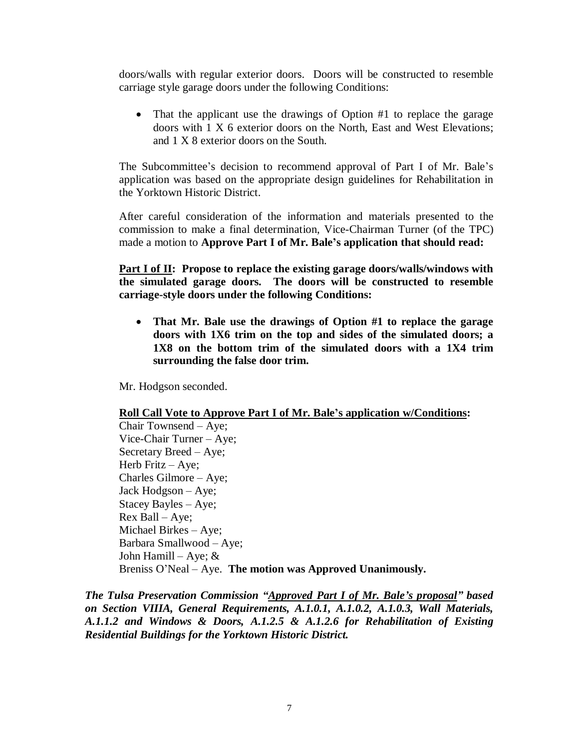doors/walls with regular exterior doors. Doors will be constructed to resemble carriage style garage doors under the following Conditions:

- That the applicant use the drawings of Option #1 to replace the garage doors with 1 X 6 exterior doors on the North, East and West Elevations; and 1 X 8 exterior doors on the South.

The Subcommittee's decision to recommend approval of Part I of Mr. Bale's application was based on the appropriate design guidelines for Rehabilitation in the Yorktown Historic District.

After careful consideration of the information and materials presented to the commission to make a final determination, Vice-Chairman Turner (of the TPC) made a motion to **Approve Part I of Mr. Bale's application that should read:**

**<u>Part I of II</u>: Propose to replace the existing garage doors/walls/windows with the simulated garage doors. The doors will be constructed to resemble carriage-style doors under the following Conditions:**

- **That Mr. Bale use the drawings of Option #1 to replace the garage doors with 1X6 trim on the top and sides of the simulated doors; a 1X8 on the bottom trim of the simulated doors with a 1X4 trim surrounding the false door trim.**

Mr. Hodgson seconded.

**<u>Roll Call Vote to Approve Part I of Mr. Bale's application w/Conditions</u>:**

Chair Townsend – Aye;
Vice-Chair Turner – Aye;
Secretary Breed – Aye;
Herb Fritz – Aye;
Charles Gilmore – Aye;
Jack Hodgson – Aye;
Stacey Bayles – Aye;
Rex Ball – Aye;
Michael Birkes – Aye;
Barbara Smallwood – Aye;
John Hamill – Aye; &
Breniss O'Neal – Aye. **The motion was Approved Unanimously.**

***The Tulsa Preservation Commission "<u>Approved Part I of Mr. Bale's proposal</u>" based on Section VIIIA, General Requirements, A.1.0.1, A.1.0.2, A.1.0.3, Wall Materials, A.1.1.2 and Windows & Doors, A.1.2.5 & A.1.2.6 for Rehabilitation of Existing Residential Buildings for the Yorktown Historic District.***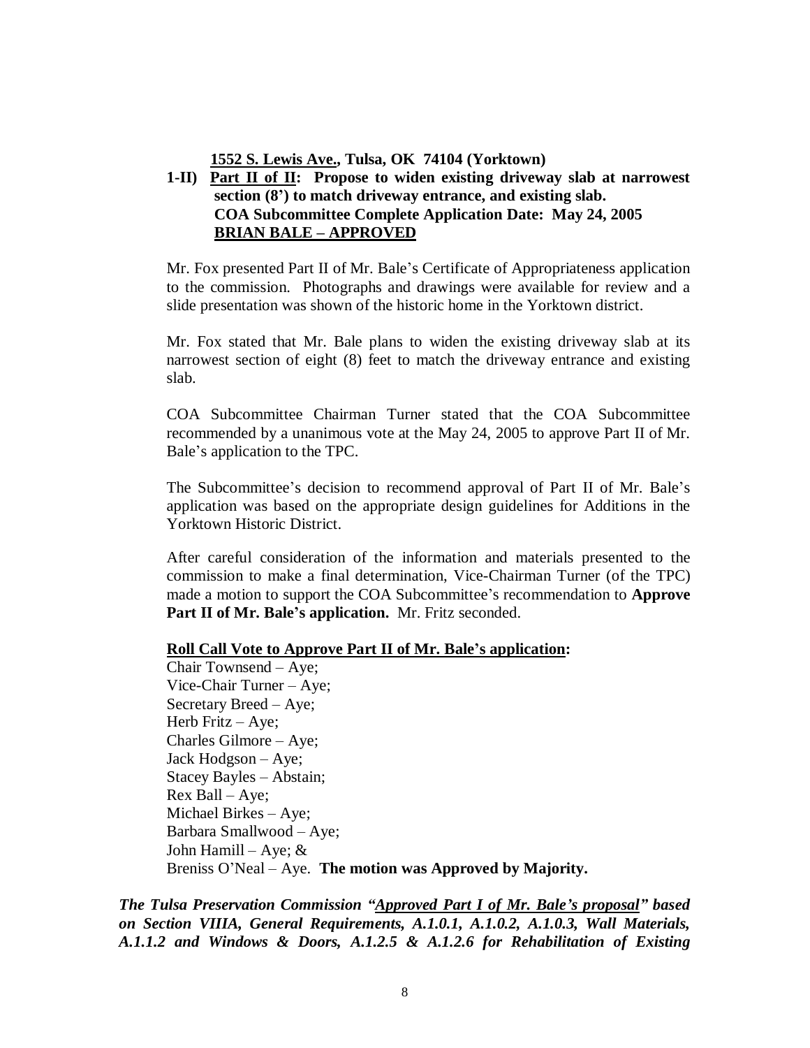**1552 S. Lewis Ave., Tulsa, OK 74104 (Yorktown)**

**1-II) Part II of II: Propose to widen existing driveway slab at narrowest section (8') to match driveway entrance, and existing slab.**
**COA Subcommittee Complete Application Date: May 24, 2005**
**BRIAN BALE – APPROVED**

Mr. Fox presented Part II of Mr. Bale's Certificate of Appropriateness application to the commission. Photographs and drawings were available for review and a slide presentation was shown of the historic home in the Yorktown district.

Mr. Fox stated that Mr. Bale plans to widen the existing driveway slab at its narrowest section of eight (8) feet to match the driveway entrance and existing slab.

COA Subcommittee Chairman Turner stated that the COA Subcommittee recommended by a unanimous vote at the May 24, 2005 to approve Part II of Mr. Bale's application to the TPC.

The Subcommittee's decision to recommend approval of Part II of Mr. Bale's application was based on the appropriate design guidelines for Additions in the Yorktown Historic District.

After careful consideration of the information and materials presented to the commission to make a final determination, Vice-Chairman Turner (of the TPC) made a motion to support the COA Subcommittee's recommendation to **Approve Part II of Mr. Bale's application.** Mr. Fritz seconded.

**Roll Call Vote to Approve Part II of Mr. Bale's application:**

Chair Townsend – Aye;
Vice-Chair Turner – Aye;
Secretary Breed – Aye;
Herb Fritz – Aye;
Charles Gilmore – Aye;
Jack Hodgson – Aye;
Stacey Bayles – Abstain;
Rex Ball – Aye;
Michael Birkes – Aye;
Barbara Smallwood – Aye;
John Hamill – Aye; &
Breniss O'Neal – Aye. **The motion was Approved by Majority.**

***The Tulsa Preservation Commission "Approved Part I of Mr. Bale's proposal" based on Section VIIIA, General Requirements, A.1.0.1, A.1.0.2, A.1.0.3, Wall Materials, A.1.1.2 and Windows & Doors, A.1.2.5 & A.1.2.6 for Rehabilitation of Existing***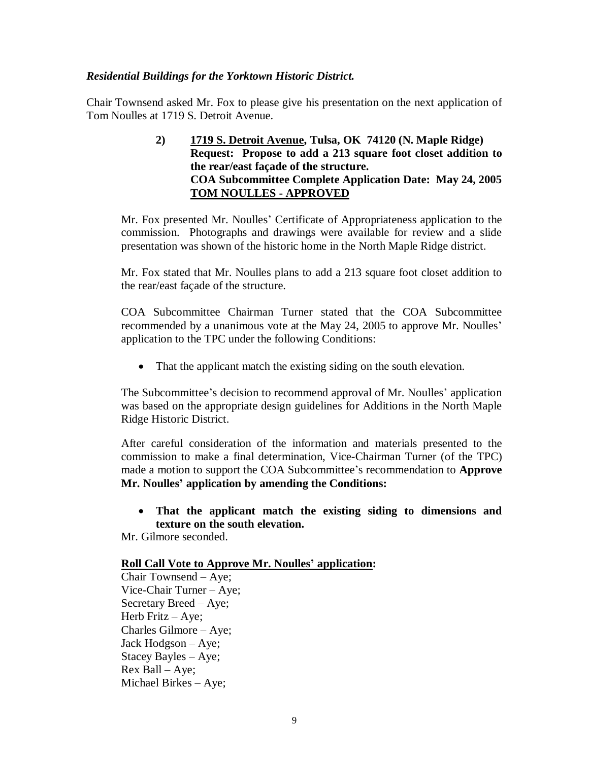***Residential Buildings for the Yorktown Historic District.***

Chair Townsend asked Mr. Fox to please give his presentation on the next application of Tom Noulles at 1719 S. Detroit Avenue.

> **2) <u>1719 S. Detroit Avenue</u>, Tulsa, OK 74120 (N. Maple Ridge)**
> **Request: Propose to add a 213 square foot closet addition to the rear/east façade of the structure.**
> **COA Subcommittee Complete Application Date: May 24, 2005**
> **<u>TOM NOULLES - APPROVED</u>**

Mr. Fox presented Mr. Noulles' Certificate of Appropriateness application to the commission. Photographs and drawings were available for review and a slide presentation was shown of the historic home in the North Maple Ridge district.

Mr. Fox stated that Mr. Noulles plans to add a 213 square foot closet addition to the rear/east façade of the structure.

COA Subcommittee Chairman Turner stated that the COA Subcommittee recommended by a unanimous vote at the May 24, 2005 to approve Mr. Noulles' application to the TPC under the following Conditions:

- That the applicant match the existing siding on the south elevation.

The Subcommittee's decision to recommend approval of Mr. Noulles' application was based on the appropriate design guidelines for Additions in the North Maple Ridge Historic District.

After careful consideration of the information and materials presented to the commission to make a final determination, Vice-Chairman Turner (of the TPC) made a motion to support the COA Subcommittee's recommendation to **Approve Mr. Noulles' application by amending the Conditions:**

- **That the applicant match the existing siding to dimensions and texture on the south elevation.**

Mr. Gilmore seconded.

**<u>Roll Call Vote to Approve Mr. Noulles' application</u>:**

Chair Townsend – Aye;
Vice-Chair Turner – Aye;
Secretary Breed – Aye;
Herb Fritz – Aye;
Charles Gilmore – Aye;
Jack Hodgson – Aye;
Stacey Bayles – Aye;
Rex Ball – Aye;
Michael Birkes – Aye;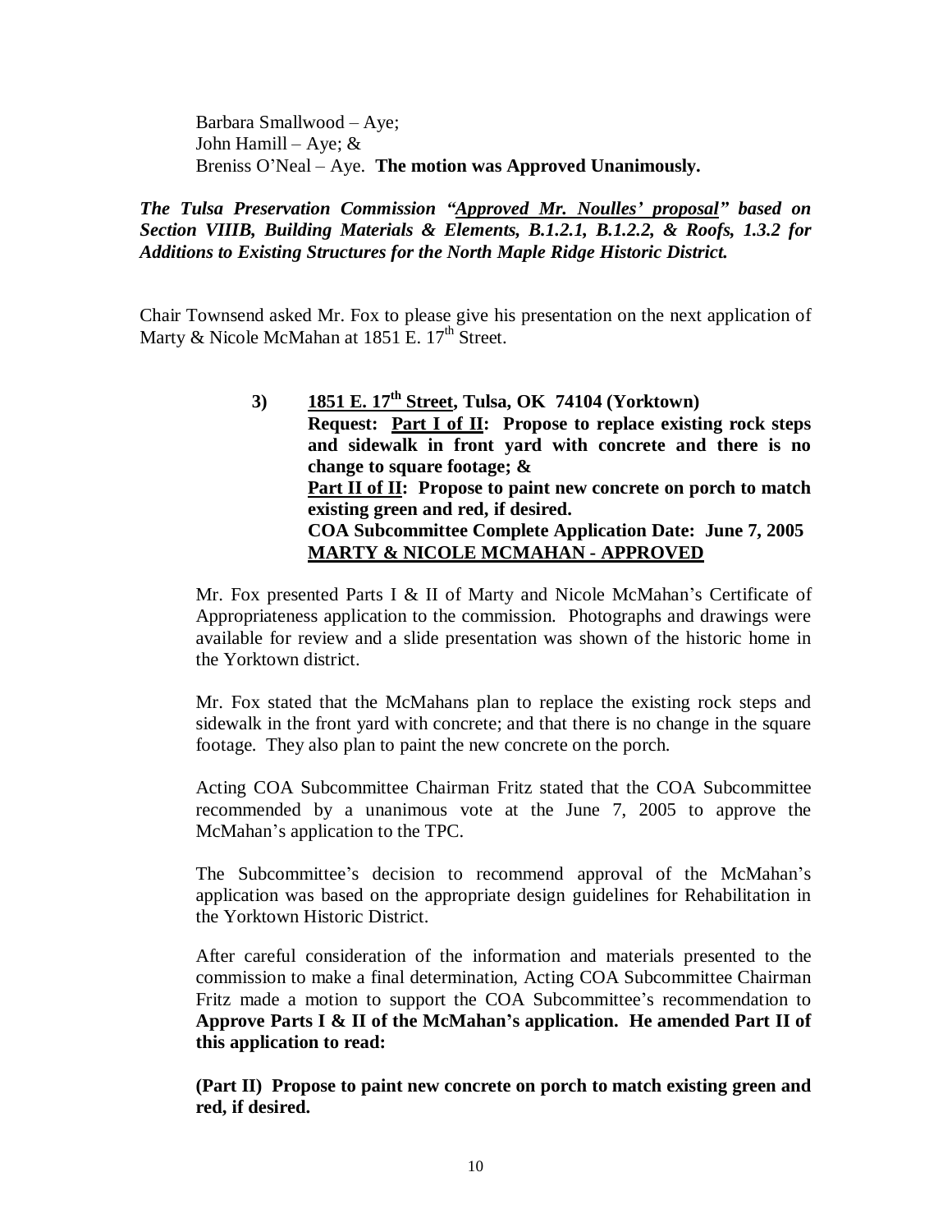Barbara Smallwood – Aye;
John Hamill – Aye; &
Breniss O'Neal – Aye. **The motion was Approved Unanimously.**

***The Tulsa Preservation Commission "Approved Mr. Noulles' proposal" based on Section VIIIB, Building Materials & Elements, B.1.2.1, B.1.2.2, & Roofs, 1.3.2 for Additions to Existing Structures for the North Maple Ridge Historic District.***

Chair Townsend asked Mr. Fox to please give his presentation on the next application of Marty & Nicole McMahan at 1851 E. 17th Street.

**3) 1851 E. 17th Street, Tulsa, OK 74104 (Yorktown)**
**Request: Part I of II: Propose to replace existing rock steps and sidewalk in front yard with concrete and there is no change to square footage; &**
**Part II of II: Propose to paint new concrete on porch to match existing green and red, if desired.**
**COA Subcommittee Complete Application Date: June 7, 2005**
**MARTY & NICOLE MCMAHAN - APPROVED**

Mr. Fox presented Parts I & II of Marty and Nicole McMahan's Certificate of Appropriateness application to the commission. Photographs and drawings were available for review and a slide presentation was shown of the historic home in the Yorktown district.

Mr. Fox stated that the McMahans plan to replace the existing rock steps and sidewalk in the front yard with concrete; and that there is no change in the square footage. They also plan to paint the new concrete on the porch.

Acting COA Subcommittee Chairman Fritz stated that the COA Subcommittee recommended by a unanimous vote at the June 7, 2005 to approve the McMahan's application to the TPC.

The Subcommittee's decision to recommend approval of the McMahan's application was based on the appropriate design guidelines for Rehabilitation in the Yorktown Historic District.

After careful consideration of the information and materials presented to the commission to make a final determination, Acting COA Subcommittee Chairman Fritz made a motion to support the COA Subcommittee's recommendation to **Approve Parts I & II of the McMahan's application. He amended Part II of this application to read:**

**(Part II) Propose to paint new concrete on porch to match existing green and red, if desired.**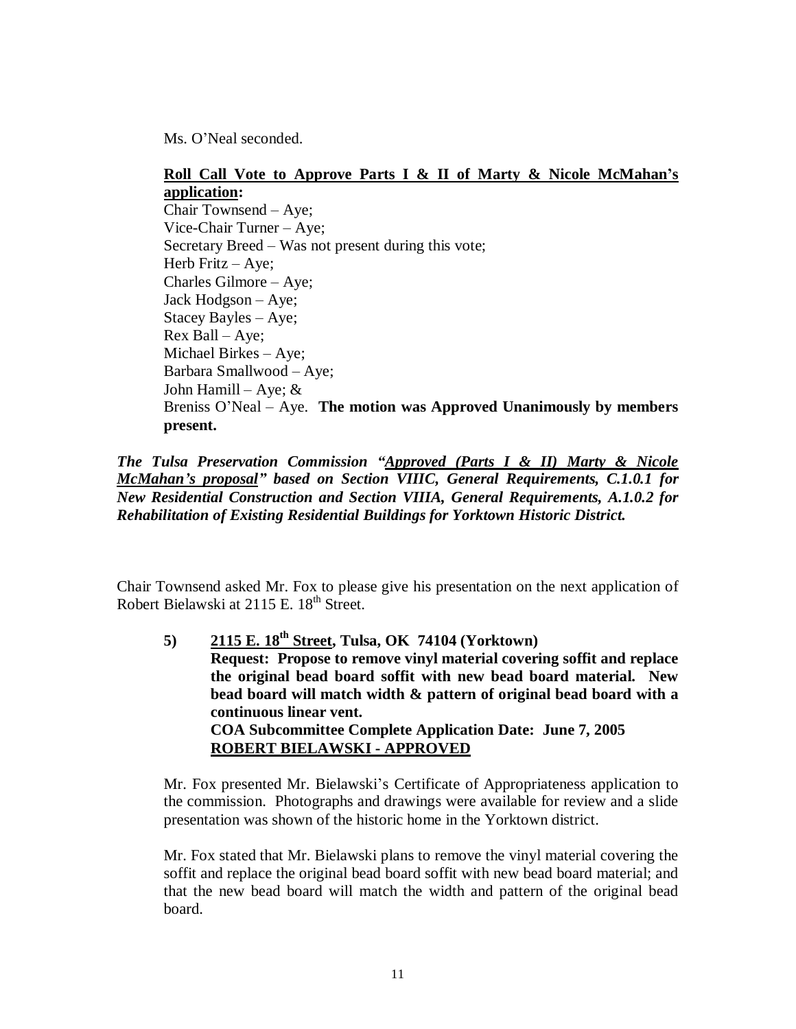Ms. O'Neal seconded.

**Roll Call Vote to Approve Parts I & II of Marty & Nicole McMahan's application:**
Chair Townsend – Aye;
Vice-Chair Turner – Aye;
Secretary Breed – Was not present during this vote;
Herb Fritz – Aye;
Charles Gilmore – Aye;
Jack Hodgson – Aye;
Stacey Bayles – Aye;
Rex Ball – Aye;
Michael Birkes – Aye;
Barbara Smallwood – Aye;
John Hamill – Aye; &
Breniss O'Neal – Aye. **The motion was Approved Unanimously by members present.**

***The Tulsa Preservation Commission "Approved (Parts I & II) Marty & Nicole McMahan's proposal" based on Section VIIIC, General Requirements, C.1.0.1 for New Residential Construction and Section VIIIA, General Requirements, A.1.0.2 for Rehabilitation of Existing Residential Buildings for Yorktown Historic District.***

Chair Townsend asked Mr. Fox to please give his presentation on the next application of Robert Bielawski at 2115 E. 18th Street.

**5) 2115 E. 18th Street, Tulsa, OK 74104 (Yorktown)**
**Request: Propose to remove vinyl material covering soffit and replace the original bead board soffit with new bead board material. New bead board will match width & pattern of original bead board with a continuous linear vent.**
**COA Subcommittee Complete Application Date: June 7, 2005**
**ROBERT BIELAWSKI - APPROVED**

Mr. Fox presented Mr. Bielawski's Certificate of Appropriateness application to the commission. Photographs and drawings were available for review and a slide presentation was shown of the historic home in the Yorktown district.

Mr. Fox stated that Mr. Bielawski plans to remove the vinyl material covering the soffit and replace the original bead board soffit with new bead board material; and that the new bead board will match the width and pattern of the original bead board.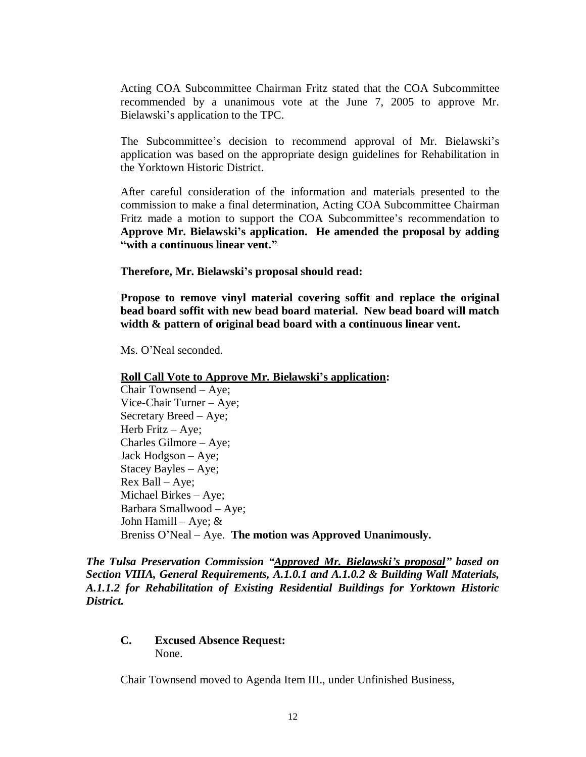Acting COA Subcommittee Chairman Fritz stated that the COA Subcommittee recommended by a unanimous vote at the June 7, 2005 to approve Mr. Bielawski's application to the TPC.

The Subcommittee's decision to recommend approval of Mr. Bielawski's application was based on the appropriate design guidelines for Rehabilitation in the Yorktown Historic District.

After careful consideration of the information and materials presented to the commission to make a final determination, Acting COA Subcommittee Chairman Fritz made a motion to support the COA Subcommittee's recommendation to **Approve Mr. Bielawski's application. He amended the proposal by adding "with a continuous linear vent."**

**Therefore, Mr. Bielawski's proposal should read:**

**Propose to remove vinyl material covering soffit and replace the original bead board soffit with new bead board material. New bead board will match width & pattern of original bead board with a continuous linear vent.**

Ms. O'Neal seconded.

<u>**Roll Call Vote to Approve Mr. Bielawski's application**</u>**:**
Chair Townsend – Aye;
Vice-Chair Turner – Aye;
Secretary Breed – Aye;
Herb Fritz – Aye;
Charles Gilmore – Aye;
Jack Hodgson – Aye;
Stacey Bayles – Aye;
Rex Ball – Aye;
Michael Birkes – Aye;
Barbara Smallwood – Aye;
John Hamill – Aye; &
Breniss O'Neal – Aye. **The motion was Approved Unanimously.**

***The Tulsa Preservation Commission "<u>Approved Mr. Bielawski's proposal</u>" based on Section VIIIA, General Requirements, A.1.0.1 and A.1.0.2 & Building Wall Materials, A.1.1.2 for Rehabilitation of Existing Residential Buildings for Yorktown Historic District.***

**C. Excused Absence Request:**
None.

Chair Townsend moved to Agenda Item III., under Unfinished Business,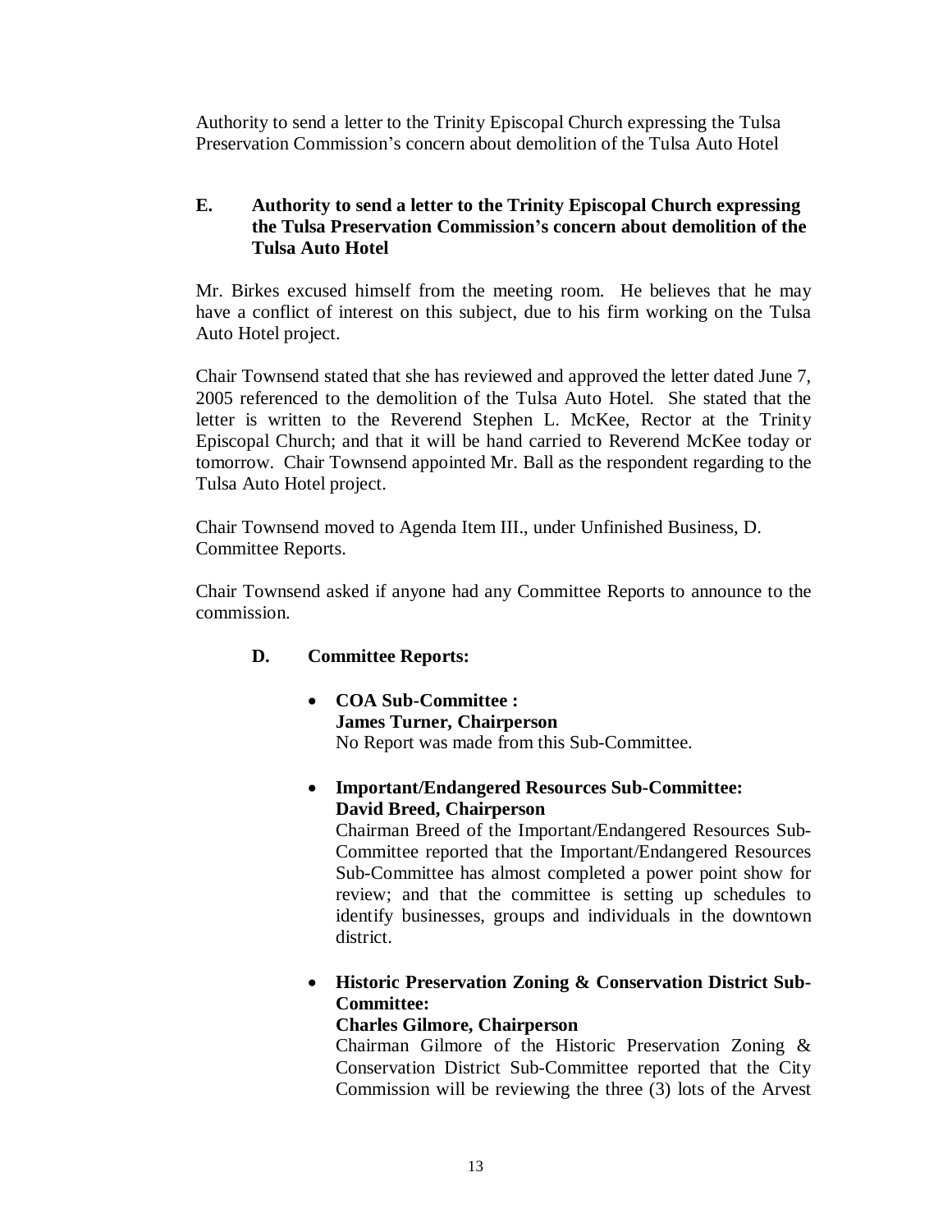Authority to send a letter to the Trinity Episcopal Church expressing the Tulsa Preservation Commission's concern about demolition of the Tulsa Auto Hotel

**E. Authority to send a letter to the Trinity Episcopal Church expressing the Tulsa Preservation Commission's concern about demolition of the Tulsa Auto Hotel**

Mr. Birkes excused himself from the meeting room. He believes that he may have a conflict of interest on this subject, due to his firm working on the Tulsa Auto Hotel project.

Chair Townsend stated that she has reviewed and approved the letter dated June 7, 2005 referenced to the demolition of the Tulsa Auto Hotel. She stated that the letter is written to the Reverend Stephen L. McKee, Rector at the Trinity Episcopal Church; and that it will be hand carried to Reverend McKee today or tomorrow. Chair Townsend appointed Mr. Ball as the respondent regarding to the Tulsa Auto Hotel project.

Chair Townsend moved to Agenda Item III., under Unfinished Business, D. Committee Reports.

Chair Townsend asked if anyone had any Committee Reports to announce to the commission.

**D. Committee Reports:**

- **COA Sub-Committee :**
  **James Turner, Chairperson**
  No Report was made from this Sub-Committee.

- **Important/Endangered Resources Sub-Committee:**
  **David Breed, Chairperson**
  Chairman Breed of the Important/Endangered Resources Sub-Committee reported that the Important/Endangered Resources Sub-Committee has almost completed a power point show for review; and that the committee is setting up schedules to identify businesses, groups and individuals in the downtown district.

- **Historic Preservation Zoning & Conservation District Sub-Committee:**
  **Charles Gilmore, Chairperson**
  Chairman Gilmore of the Historic Preservation Zoning & Conservation District Sub-Committee reported that the City Commission will be reviewing the three (3) lots of the Arvest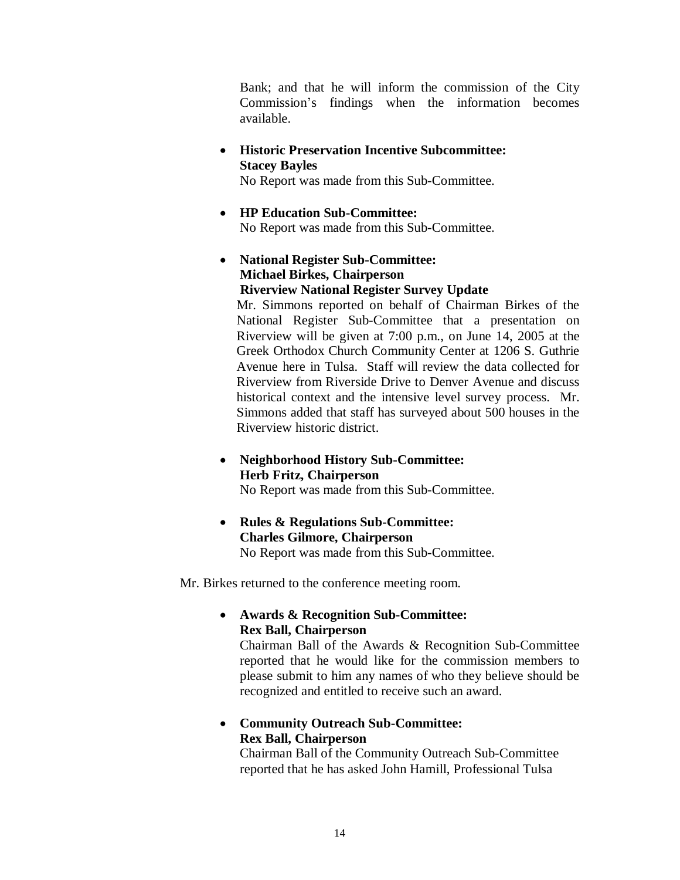Bank; and that he will inform the commission of the City Commission's findings when the information becomes available.

- **Historic Preservation Incentive Subcommittee: Stacey Bayles**
  No Report was made from this Sub-Committee.

- **HP Education Sub-Committee:**
  No Report was made from this Sub-Committee.

- **National Register Sub-Committee: Michael Birkes, Chairperson Riverview National Register Survey Update**
  Mr. Simmons reported on behalf of Chairman Birkes of the National Register Sub-Committee that a presentation on Riverview will be given at 7:00 p.m., on June 14, 2005 at the Greek Orthodox Church Community Center at 1206 S. Guthrie Avenue here in Tulsa. Staff will review the data collected for Riverview from Riverside Drive to Denver Avenue and discuss historical context and the intensive level survey process. Mr. Simmons added that staff has surveyed about 500 houses in the Riverview historic district.

- **Neighborhood History Sub-Committee: Herb Fritz, Chairperson**
  No Report was made from this Sub-Committee.

- **Rules & Regulations Sub-Committee: Charles Gilmore, Chairperson**
  No Report was made from this Sub-Committee.

Mr. Birkes returned to the conference meeting room.

- **Awards & Recognition Sub-Committee: Rex Ball, Chairperson**
  Chairman Ball of the Awards & Recognition Sub-Committee reported that he would like for the commission members to please submit to him any names of who they believe should be recognized and entitled to receive such an award.

- **Community Outreach Sub-Committee: Rex Ball, Chairperson**
  Chairman Ball of the Community Outreach Sub-Committee reported that he has asked John Hamill, Professional Tulsa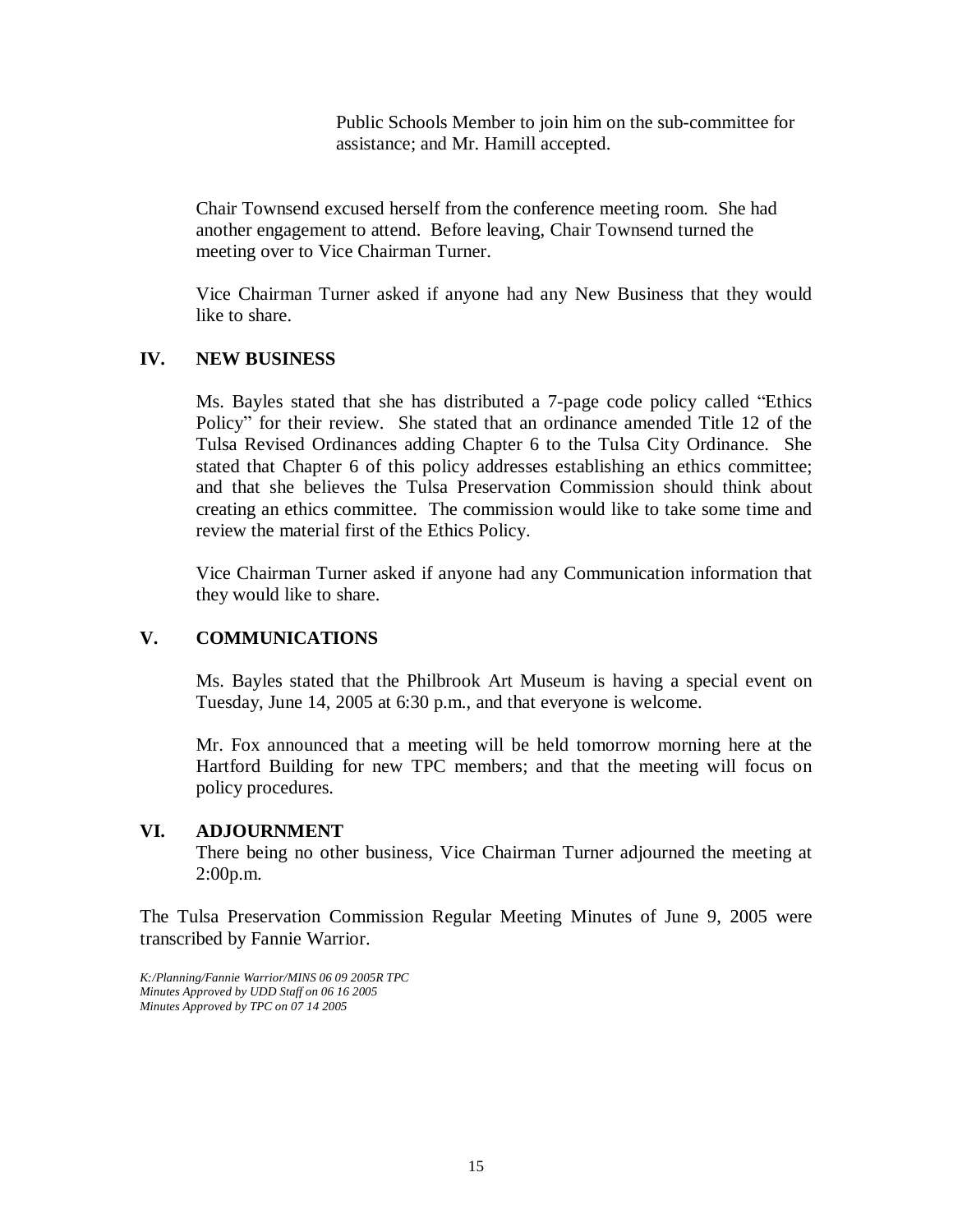Public Schools Member to join him on the sub-committee for assistance; and Mr. Hamill accepted.

Chair Townsend excused herself from the conference meeting room. She had another engagement to attend. Before leaving, Chair Townsend turned the meeting over to Vice Chairman Turner.

Vice Chairman Turner asked if anyone had any New Business that they would like to share.

## IV. NEW BUSINESS

Ms. Bayles stated that she has distributed a 7-page code policy called "Ethics Policy" for their review. She stated that an ordinance amended Title 12 of the Tulsa Revised Ordinances adding Chapter 6 to the Tulsa City Ordinance. She stated that Chapter 6 of this policy addresses establishing an ethics committee; and that she believes the Tulsa Preservation Commission should think about creating an ethics committee. The commission would like to take some time and review the material first of the Ethics Policy.

Vice Chairman Turner asked if anyone had any Communication information that they would like to share.

## V. COMMUNICATIONS

Ms. Bayles stated that the Philbrook Art Museum is having a special event on Tuesday, June 14, 2005 at 6:30 p.m., and that everyone is welcome.

Mr. Fox announced that a meeting will be held tomorrow morning here at the Hartford Building for new TPC members; and that the meeting will focus on policy procedures.

## VI. ADJOURNMENT

There being no other business, Vice Chairman Turner adjourned the meeting at 2:00p.m.

The Tulsa Preservation Commission Regular Meeting Minutes of June 9, 2005 were transcribed by Fannie Warrior.

*K:/Planning/Fannie Warrior/MINS 06 09 2005R TPC*
*Minutes Approved by UDD Staff on 06 16 2005*
*Minutes Approved by TPC on 07 14 2005*